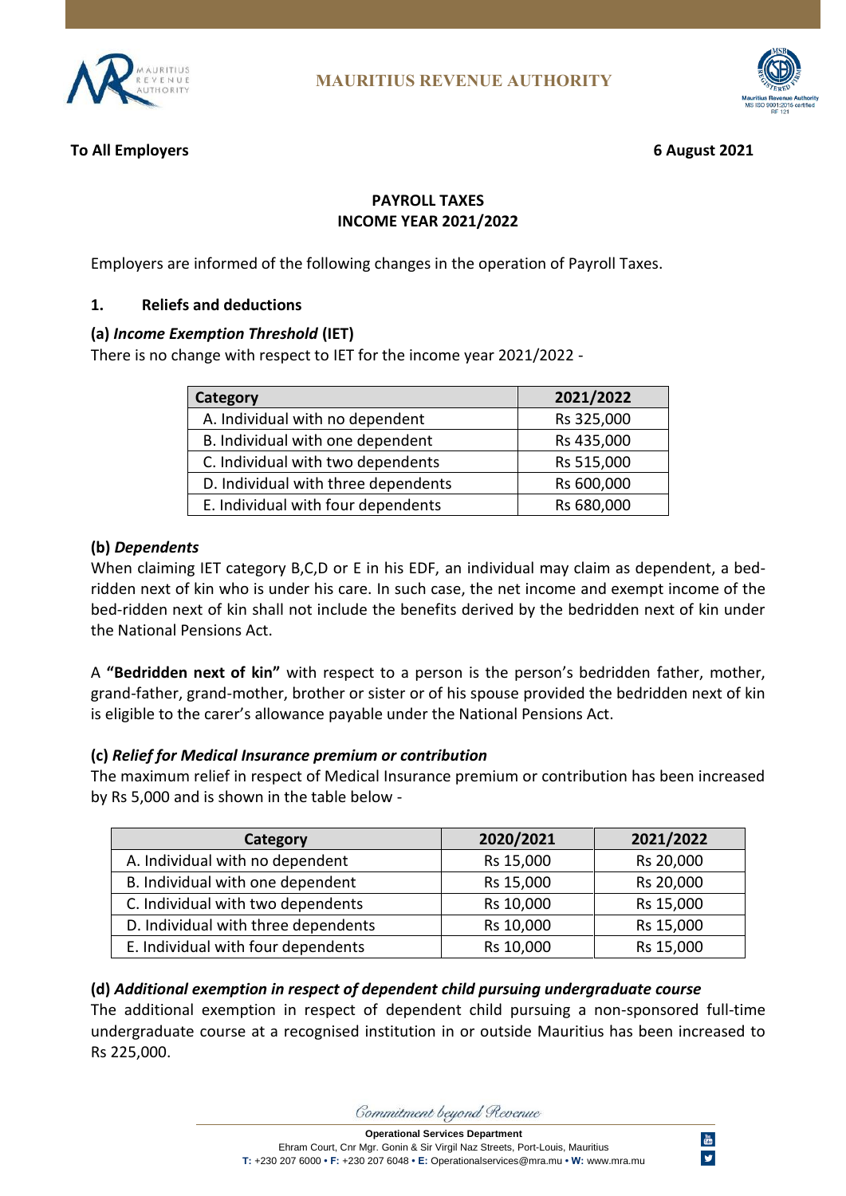**MAURITIUS REVENUE AUTHORITY**

**To All Employers** **6 August 2021**

# PAYROLL TAXES
# INCOME YEAR 2021/2022

Employers are informed of the following changes in the operation of Payroll Taxes.

## 1. Reliefs and deductions

### (a) *Income Exemption Threshold* (IET)

There is no change with respect to IET for the income year 2021/2022 -

| Category | 2021/2022 |
|---|---|
| A. Individual with no dependent | Rs 325,000 |
| B. Individual with one dependent | Rs 435,000 |
| C. Individual with two dependents | Rs 515,000 |
| D. Individual with three dependents | Rs 600,000 |
| E. Individual with four dependents | Rs 680,000 |

### (b) *Dependents*

When claiming IET category B,C,D or E in his EDF, an individual may claim as dependent, a bed-ridden next of kin who is under his care. In such case, the net income and exempt income of the bed-ridden next of kin shall not include the benefits derived by the bedridden next of kin under the National Pensions Act.

A **"Bedridden next of kin"** with respect to a person is the person's bedridden father, mother, grand-father, grand-mother, brother or sister or of his spouse provided the bedridden next of kin is eligible to the carer's allowance payable under the National Pensions Act.

### (c) *Relief for Medical Insurance premium or contribution*

The maximum relief in respect of Medical Insurance premium or contribution has been increased by Rs 5,000 and is shown in the table below -

| Category | 2020/2021 | 2021/2022 |
|---|---|---|
| A. Individual with no dependent | Rs 15,000 | Rs 20,000 |
| B. Individual with one dependent | Rs 15,000 | Rs 20,000 |
| C. Individual with two dependents | Rs 10,000 | Rs 15,000 |
| D. Individual with three dependents | Rs 10,000 | Rs 15,000 |
| E. Individual with four dependents | Rs 10,000 | Rs 15,000 |

### (d) *Additional exemption in respect of dependent child pursuing undergraduate course*

The additional exemption in respect of dependent child pursuing a non-sponsored full-time undergraduate course at a recognised institution in or outside Mauritius has been increased to Rs 225,000.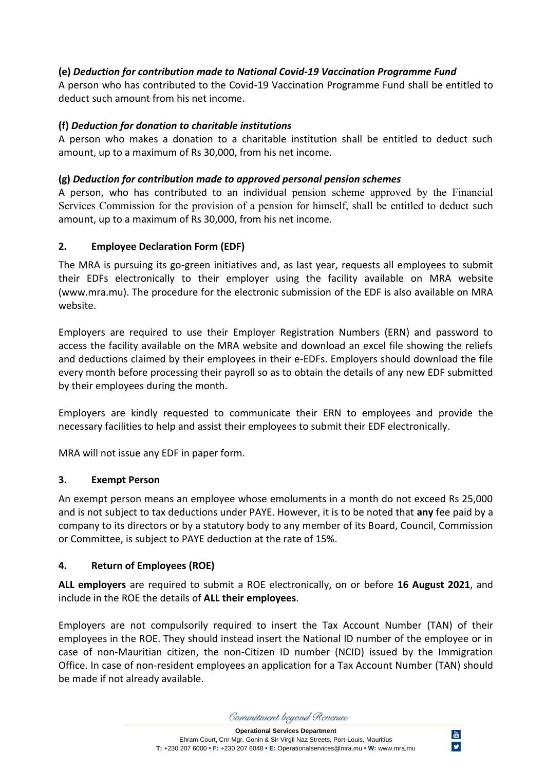**(e)** ***Deduction for contribution made to National Covid-19 Vaccination Programme Fund***

A person who has contributed to the Covid-19 Vaccination Programme Fund shall be entitled to deduct such amount from his net income.

**(f)** ***Deduction for donation to charitable institutions***

A person who makes a donation to a charitable institution shall be entitled to deduct such amount, up to a maximum of Rs 30,000, from his net income.

**(g)** ***Deduction for contribution made to approved personal pension schemes***

A person, who has contributed to an individual pension scheme approved by the Financial Services Commission for the provision of a pension for himself, shall be entitled to deduct such amount, up to a maximum of Rs 30,000, from his net income.

## 2. Employee Declaration Form (EDF)

The MRA is pursuing its go-green initiatives and, as last year, requests all employees to submit their EDFs electronically to their employer using the facility available on MRA website (www.mra.mu). The procedure for the electronic submission of the EDF is also available on MRA website.

Employers are required to use their Employer Registration Numbers (ERN) and password to access the facility available on the MRA website and download an excel file showing the reliefs and deductions claimed by their employees in their e-EDFs. Employers should download the file every month before processing their payroll so as to obtain the details of any new EDF submitted by their employees during the month.

Employers are kindly requested to communicate their ERN to employees and provide the necessary facilities to help and assist their employees to submit their EDF electronically.

MRA will not issue any EDF in paper form.

## 3. Exempt Person

An exempt person means an employee whose emoluments in a month do not exceed Rs 25,000 and is not subject to tax deductions under PAYE. However, it is to be noted that **any** fee paid by a company to its directors or by a statutory body to any member of its Board, Council, Commission or Committee, is subject to PAYE deduction at the rate of 15%.

## 4. Return of Employees (ROE)

**ALL employers** are required to submit a ROE electronically, on or before **16 August 2021**, and include in the ROE the details of **ALL their employees**.

Employers are not compulsorily required to insert the Tax Account Number (TAN) of their employees in the ROE. They should instead insert the National ID number of the employee or in case of non-Mauritian citizen, the non-Citizen ID number (NCID) issued by the Immigration Office. In case of non-resident employees an application for a Tax Account Number (TAN) should be made if not already available.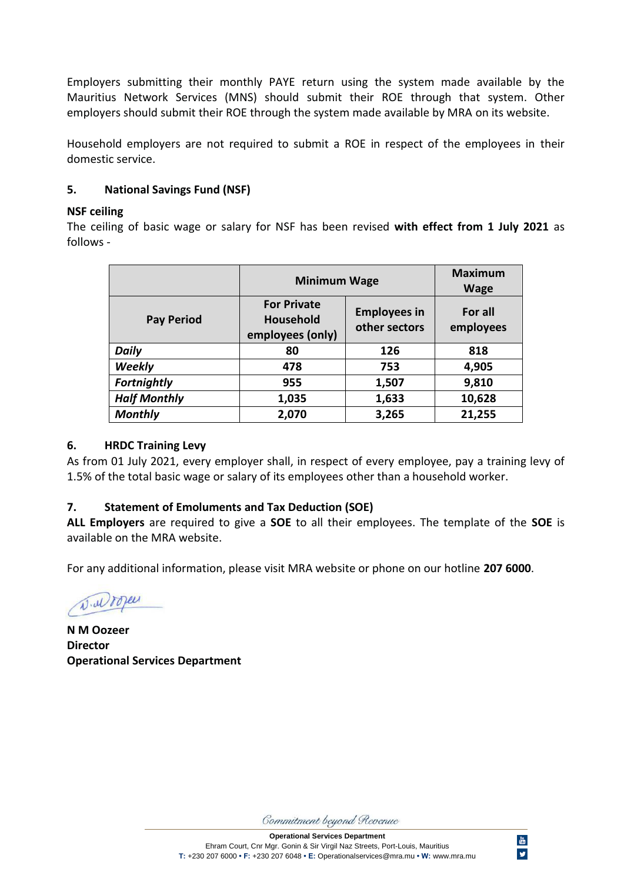Employers submitting their monthly PAYE return using the system made available by the Mauritius Network Services (MNS) should submit their ROE through that system. Other employers should submit their ROE through the system made available by MRA on its website.

Household employers are not required to submit a ROE in respect of the employees in their domestic service.

## 5. National Savings Fund (NSF)

**NSF ceiling**

The ceiling of basic wage or salary for NSF has been revised **with effect from 1 July 2021** as follows -

| | Minimum Wage | | Maximum Wage |
|---|---|---|---|
| **Pay Period** | **For Private Household employees (only)** | **Employees in other sectors** | **For all employees** |
| ***Daily*** | **80** | **126** | **818** |
| ***Weekly*** | **478** | **753** | **4,905** |
| ***Fortnightly*** | **955** | **1,507** | **9,810** |
| ***Half Monthly*** | **1,035** | **1,633** | **10,628** |
| ***Monthly*** | **2,070** | **3,265** | **21,255** |

## 6. HRDC Training Levy

As from 01 July 2021, every employer shall, in respect of every employee, pay a training levy of 1.5% of the total basic wage or salary of its employees other than a household worker.

## 7. Statement of Emoluments and Tax Deduction (SOE)

**ALL Employers** are required to give a **SOE** to all their employees. The template of the **SOE** is available on the MRA website.

For any additional information, please visit MRA website or phone on our hotline **207 6000**.

**N M Oozeer**
**Director**
**Operational Services Department**